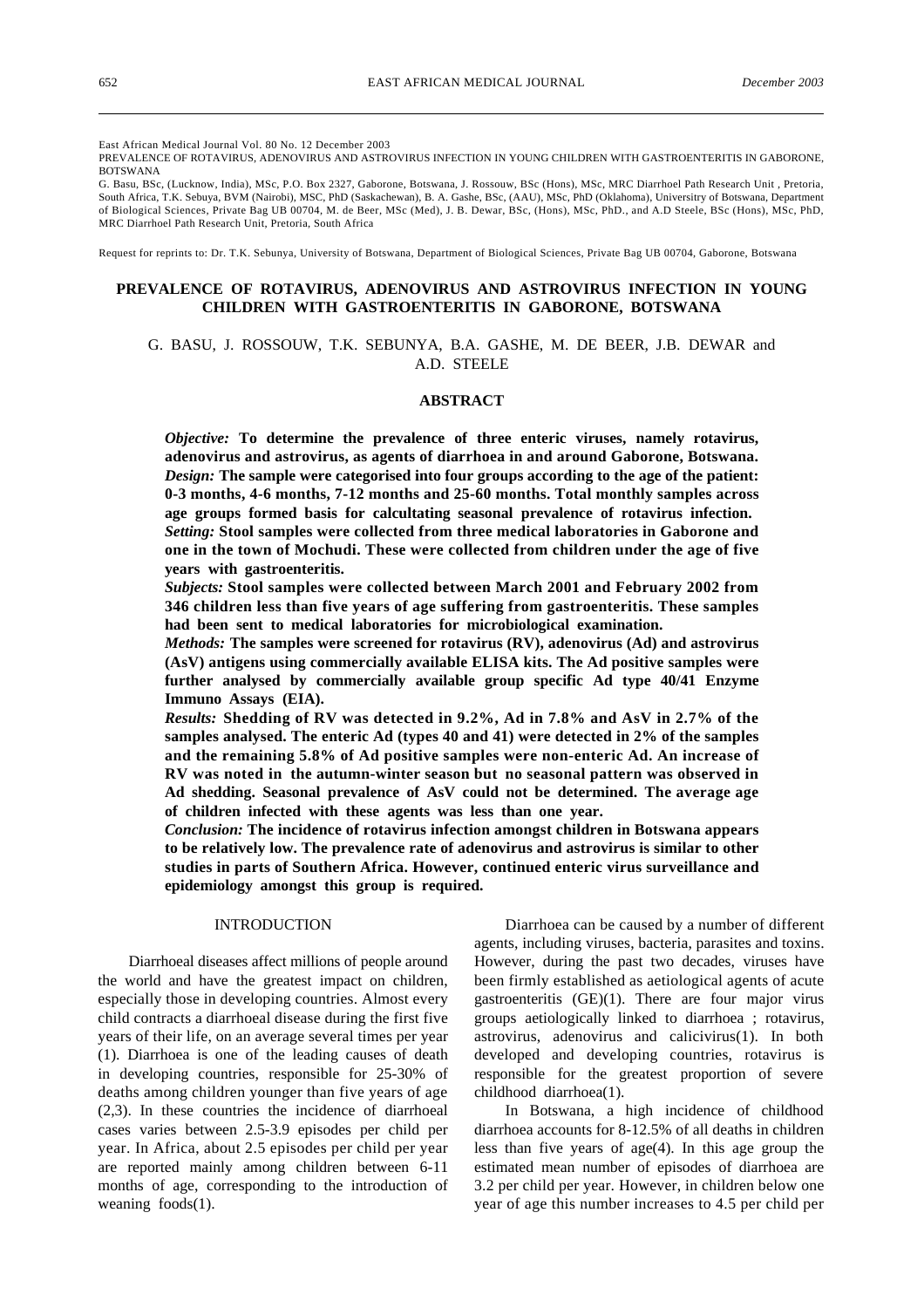East African Medical Journal Vol. 80 No. 12 December 2003
PREVALENCE OF ROTAVIRUS, ADENOVIRUS AND ASTROVIRUS INFECTION IN YOUNG CHILDREN WITH GASTROENTERITIS IN GABORONE, BOTSWANA

G. Basu, BSc, (Lucknow, India), MSc, P.O. Box 2327, Gaborone, Botswana, J. Rossouw, BSc (Hons), MSc, MRC Diarrhoel Path Research Unit , Pretoria, South Africa, T.K. Sebuya, BVM (Nairobi), MSC, PhD (Saskachewan), B. A. Gashe, BSc, (AAU), MSc, PhD (Oklahoma), Universitry of Botswana, Department of Biological Sciences, Private Bag UB 00704, M. de Beer, MSc (Med), J. B. Dewar, BSc, (Hons), MSc, PhD., and A.D Steele, BSc (Hons), MSc, PhD, MRC Diarrhoel Path Research Unit, Pretoria, South Africa

Request for reprints to: Dr. T.K. Sebunya, University of Botswana, Department of Biological Sciences, Private Bag UB 00704, Gaborone, Botswana

# PREVALENCE OF ROTAVIRUS, ADENOVIRUS AND ASTROVIRUS INFECTION IN YOUNG CHILDREN WITH GASTROENTERITIS IN GABORONE, BOTSWANA

G. BASU, J. ROSSOUW, T.K. SEBUNYA, B.A. GASHE, M. DE BEER, J.B. DEWAR and A.D. STEELE

## ABSTRACT

***Objective:*** **To determine the prevalence of three enteric viruses, namely rotavirus, adenovirus and astrovirus, as agents of diarrhoea in and around Gaborone, Botswana.**

***Design:*** **The sample were categorised into four groups according to the age of the patient: 0-3 months, 4-6 months, 7-12 months and 25-60 months. Total monthly samples across age groups formed basis for calcultating seasonal prevalence of rotavirus infection.**

***Setting:*** **Stool samples were collected from three medical laboratories in Gaborone and one in the town of Mochudi. These were collected from children under the age of five years with gastroenteritis.**

***Subjects:*** **Stool samples were collected between March 2001 and February 2002 from 346 children less than five years of age suffering from gastroenteritis. These samples had been sent to medical laboratories for microbiological examination.**

***Methods:*** **The samples were screened for rotavirus (RV), adenovirus (Ad) and astrovirus (AsV) antigens using commercially available ELISA kits. The Ad positive samples were further analysed by commercially available group specific Ad type 40/41 Enzyme Immuno Assays (EIA).**

***Results:*** **Shedding of RV was detected in 9.2%, Ad in 7.8% and AsV in 2.7% of the samples analysed. The enteric Ad (types 40 and 41) were detected in 2% of the samples and the remaining 5.8% of Ad positive samples were non-enteric Ad. An increase of RV was noted in the autumn-winter season but no seasonal pattern was observed in Ad shedding. Seasonal prevalence of AsV could not be determined. The average age of children infected with these agents was less than one year.**

***Conclusion:*** **The incidence of rotavirus infection amongst children in Botswana appears to be relatively low. The prevalence rate of adenovirus and astrovirus is similar to other studies in parts of Southern Africa. However, continued enteric virus surveillance and epidemiology amongst this group is required.**

## INTRODUCTION

Diarrhoeal diseases affect millions of people around the world and have the greatest impact on children, especially those in developing countries. Almost every child contracts a diarrhoeal disease during the first five years of their life, on an average several times per year (1). Diarrhoea is one of the leading causes of death in developing countries, responsible for 25-30% of deaths among children younger than five years of age (2,3). In these countries the incidence of diarrhoeal cases varies between 2.5-3.9 episodes per child per year. In Africa, about 2.5 episodes per child per year are reported mainly among children between 6-11 months of age, corresponding to the introduction of weaning foods(1).

Diarrhoea can be caused by a number of different agents, including viruses, bacteria, parasites and toxins. However, during the past two decades, viruses have been firmly established as aetiological agents of acute gastroenteritis (GE)(1). There are four major virus groups aetiologically linked to diarrhoea ; rotavirus, astrovirus, adenovirus and calicivirus(1). In both developed and developing countries, rotavirus is responsible for the greatest proportion of severe childhood diarrhoea(1).

In Botswana, a high incidence of childhood diarrhoea accounts for 8-12.5% of all deaths in children less than five years of age(4). In this age group the estimated mean number of episodes of diarrhoea are 3.2 per child per year. However, in children below one year of age this number increases to 4.5 per child per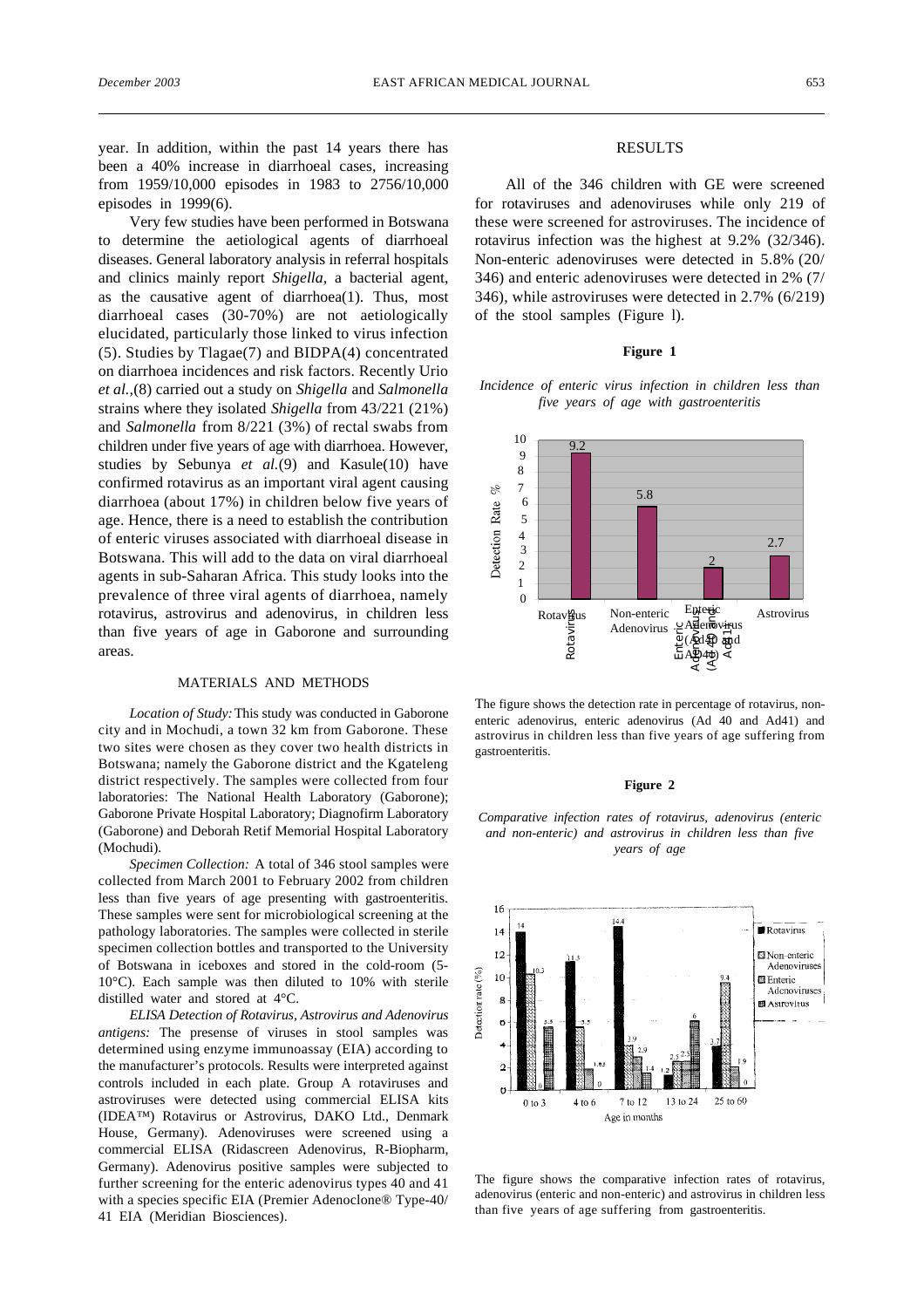year. In addition, within the past 14 years there has been a 40% increase in diarrhoeal cases, increasing from 1959/10,000 episodes in 1983 to 2756/10,000 episodes in 1999(6).

Very few studies have been performed in Botswana to determine the aetiological agents of diarrhoeal diseases. General laboratory analysis in referral hospitals and clinics mainly report *Shigella*, a bacterial agent, as the causative agent of diarrhoea(1). Thus, most diarrhoeal cases (30-70%) are not aetiologically elucidated, particularly those linked to virus infection (5). Studies by Tlagae(7) and BIDPA(4) concentrated on diarrhoea incidences and risk factors. Recently Urio *et al.*,(8) carried out a study on *Shigella* and *Salmonella* strains where they isolated *Shigella* from 43/221 (21%) and *Salmonella* from 8/221 (3%) of rectal swabs from children under five years of age with diarrhoea. However, studies by Sebunya *et al.*(9) and Kasule(10) have confirmed rotavirus as an important viral agent causing diarrhoea (about 17%) in children below five years of age. Hence, there is a need to establish the contribution of enteric viruses associated with diarrhoeal disease in Botswana. This will add to the data on viral diarrhoeal agents in sub-Saharan Africa. This study looks into the prevalence of three viral agents of diarrhoea, namely rotavirus, astrovirus and adenovirus, in children less than five years of age in Gaborone and surrounding areas.

## MATERIALS AND METHODS

*Location of Study:* This study was conducted in Gaborone city and in Mochudi, a town 32 km from Gaborone. These two sites were chosen as they cover two health districts in Botswana; namely the Gaborone district and the Kgateleng district respectively. The samples were collected from four laboratories: The National Health Laboratory (Gaborone); Gaborone Private Hospital Laboratory; Diagnofirm Laboratory (Gaborone) and Deborah Retif Memorial Hospital Laboratory (Mochudi).

*Specimen Collection:* A total of 346 stool samples were collected from March 2001 to February 2002 from children less than five years of age presenting with gastroenteritis. These samples were sent for microbiological screening at the pathology laboratories. The samples were collected in sterile specimen collection bottles and transported to the University of Botswana in iceboxes and stored in the cold-room (5-10°C). Each sample was then diluted to 10% with sterile distilled water and stored at 4°C.

*ELISA Detection of Rotavirus, Astrovirus and Adenovirus antigens:* The presense of viruses in stool samples was determined using enzyme immunoassay (EIA) according to the manufacturer's protocols. Results were interpreted against controls included in each plate. Group A rotaviruses and astroviruses were detected using commercial ELISA kits (IDEA™ Rotavirus or Astrovirus, DAKO Ltd., Denmark House, Germany). Adenoviruses were screened using a commercial ELISA (Ridascreen Adenovirus, R-Biopharm, Germany). Adenovirus positive samples were subjected to further screening for the enteric adenovirus types 40 and 41 with a species specific EIA (Premier Adenoclone® Type-40/41 EIA (Meridian Biosciences).

## RESULTS

All of the 346 children with GE were screened for rotaviruses and adenoviruses while only 219 of these were screened for astroviruses. The incidence of rotavirus infection was the highest at 9.2% (32/346). Non-enteric adenoviruses were detected in 5.8% (20/346) and enteric adenoviruses were detected in 2% (7/346), while astroviruses were detected in 2.7% (6/219) of the stool samples (Figure l).

**Figure 1**

*Incidence of enteric virus infection in children less than five years of age with gastroenteritis*

The figure shows the detection rate in percentage of rotavirus, non-enteric adenovirus, enteric adenovirus (Ad 40 and Ad41) and astrovirus in children less than five years of age suffering from gastroenteritis.

**Figure 2**

*Comparative infection rates of rotavirus, adenovirus (enteric and non-enteric) and astrivirus in children less than five years of age*

The figure shows the comparative infection rates of rotavirus, adenovirus (enteric and non-enteric) and astrivirus in children less than five years of age suffering from gastroenteritis.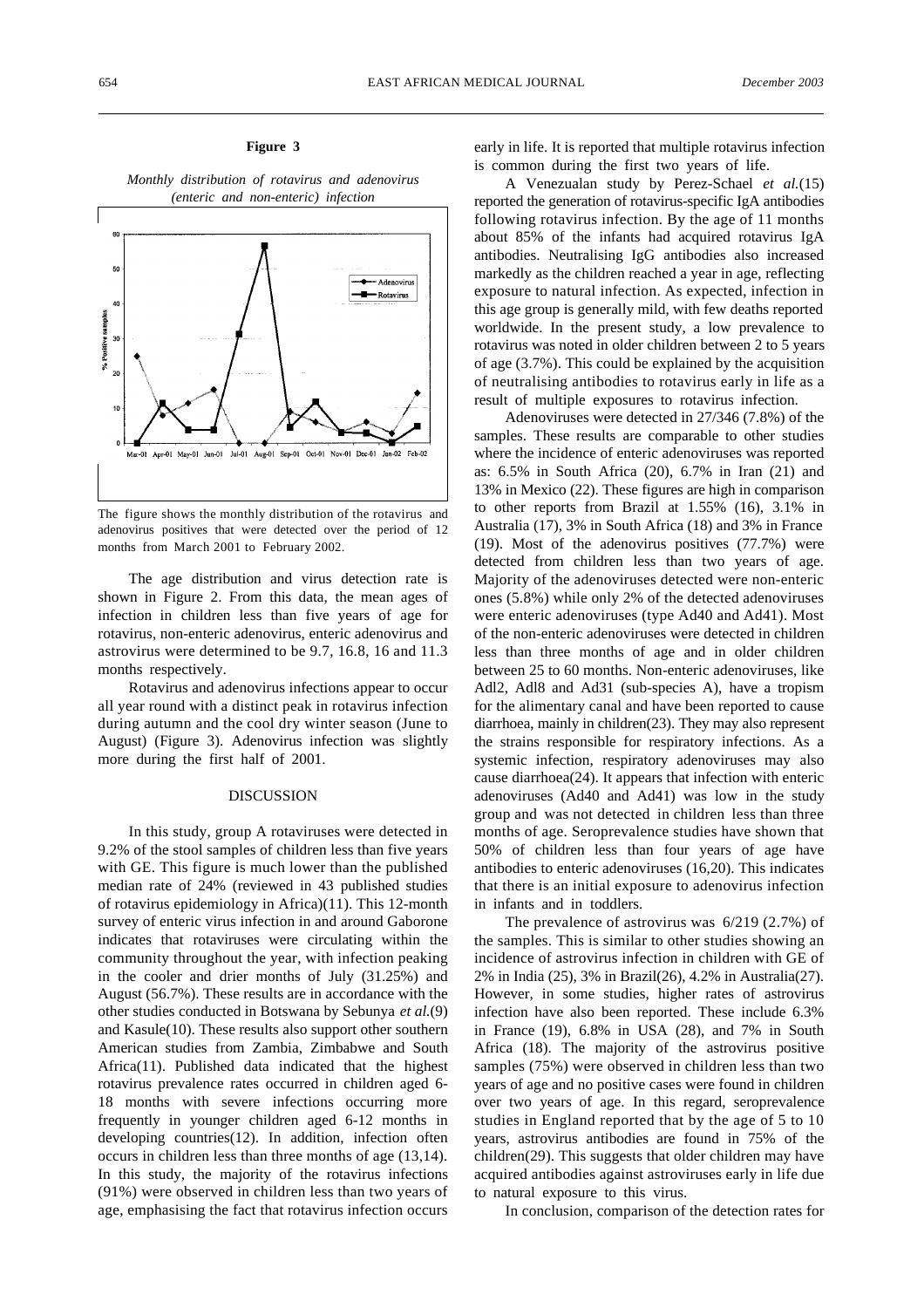**Figure 3**

*Monthly distribution of rotavirus and adenovirus (enteric and non-enteric) infection*

The figure shows the monthly distribution of the rotavirus and adenovirus positives that were detected over the period of 12 months from March 2001 to February 2002.

The age distribution and virus detection rate is shown in Figure 2. From this data, the mean ages of infection in children less than five years of age for rotavirus, non-enteric adenovirus, enteric adenovirus and astrovirus were determined to be 9.7, 16.8, 16 and 11.3 months respectively.

Rotavirus and adenovirus infections appear to occur all year round with a distinct peak in rotavirus infection during autumn and the cool dry winter season (June to August) (Figure 3). Adenovirus infection was slightly more during the first half of 2001.

## DISCUSSION

In this study, group A rotaviruses were detected in 9.2% of the stool samples of children less than five years with GE. This figure is much lower than the published median rate of 24% (reviewed in 43 published studies of rotavirus epidemiology in Africa)(11). This 12-month survey of enteric virus infection in and around Gaborone indicates that rotaviruses were circulating within the community throughout the year, with infection peaking in the cooler and drier months of July (31.25%) and August (56.7%). These results are in accordance with the other studies conducted in Botswana by Sebunya *et al.*(9) and Kasule(10). These results also support other southern American studies from Zambia, Zimbabwe and South Africa(11). Published data indicated that the highest rotavirus prevalence rates occurred in children aged 6-18 months with severe infections occurring more frequently in younger children aged 6-12 months in developing countries(12). In addition, infection often occurs in children less than three months of age (13,14). In this study, the majority of the rotavirus infections (91%) were observed in children less than two years of age, emphasising the fact that rotavirus infection occurs early in life. It is reported that multiple rotavirus infection is common during the first two years of life.

A Venezualan study by Perez-Schael *et al.*(15) reported the generation of rotavirus-specific IgA antibodies following rotavirus infection. By the age of 11 months about 85% of the infants had acquired rotavirus IgA antibodies. Neutralising IgG antibodies also increased markedly as the children reached a year in age, reflecting exposure to natural infection. As expected, infection in this age group is generally mild, with few deaths reported worldwide. In the present study, a low prevalence to rotavirus was noted in older children between 2 to 5 years of age (3.7%). This could be explained by the acquisition of neutralising antibodies to rotavirus early in life as a result of multiple exposures to rotavirus infection.

Adenoviruses were detected in 27/346 (7.8%) of the samples. These results are comparable to other studies where the incidence of enteric adenoviruses was reported as: 6.5% in South Africa (20), 6.7% in Iran (21) and 13% in Mexico (22). These figures are high in comparison to other reports from Brazil at 1.55% (16), 3.1% in Australia (17), 3% in South Africa (18) and 3% in France (19). Most of the adenovirus positives (77.7%) were detected from children less than two years of age. Majority of the adenoviruses detected were non-enteric ones (5.8%) while only 2% of the detected adenoviruses were enteric adenoviruses (type Ad40 and Ad41). Most of the non-enteric adenoviruses were detected in children less than three months of age and in older children between 25 to 60 months. Non-enteric adenoviruses, like Adl2, Adl8 and Ad31 (sub-species A), have a tropism for the alimentary canal and have been reported to cause diarrhoea, mainly in children(23). They may also represent the strains responsible for respiratory infections. As a systemic infection, respiratory adenoviruses may also cause diarrhoea(24). It appears that infection with enteric adenoviruses (Ad40 and Ad41) was low in the study group and was not detected in children less than three months of age. Seroprevalence studies have shown that 50% of children less than four years of age have antibodies to enteric adenoviruses (16,20). This indicates that there is an initial exposure to adenovirus infection in infants and in toddlers.

The prevalence of astrovirus was 6/219 (2.7%) of the samples. This is similar to other studies showing an incidence of astrovirus infection in children with GE of 2% in India (25), 3% in Brazil(26), 4.2% in Australia(27). However, in some studies, higher rates of astrovirus infection have also been reported. These include 6.3% in France (19), 6.8% in USA (28), and 7% in South Africa (18). The majority of the astrovirus positive samples (75%) were observed in children less than two years of age and no positive cases were found in children over two years of age. In this regard, seroprevalence studies in England reported that by the age of 5 to 10 years, astrovirus antibodies are found in 75% of the children(29). This suggests that older children may have acquired antibodies against astroviruses early in life due to natural exposure to this virus.

In conclusion, comparison of the detection rates for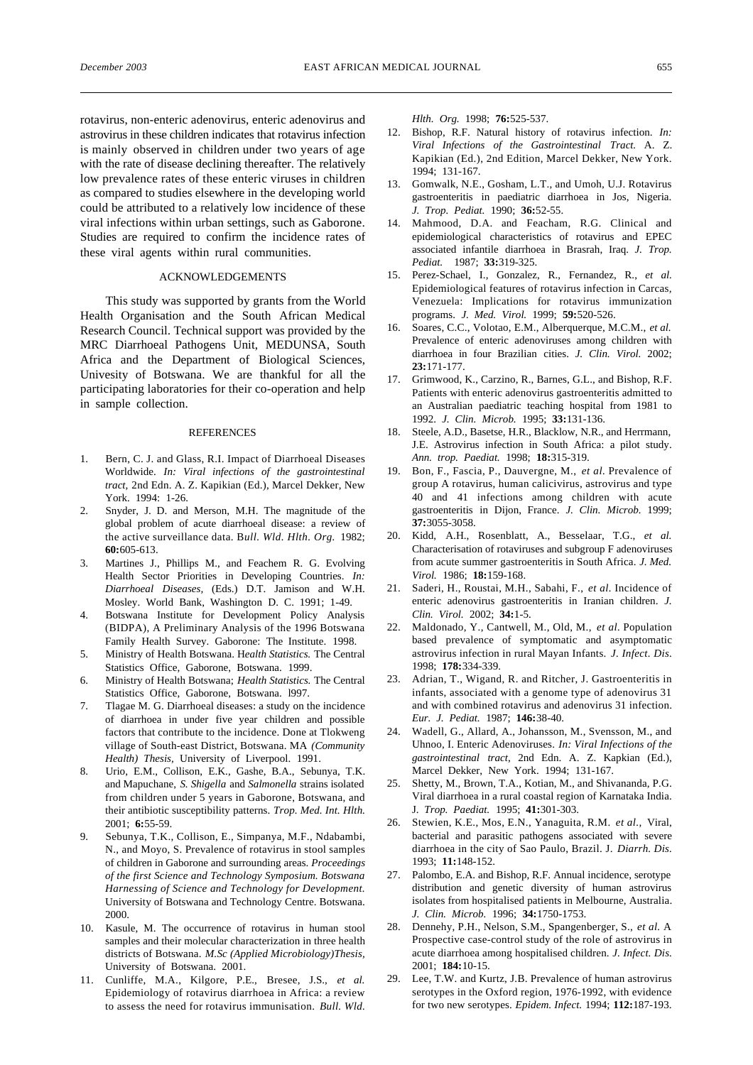rotavirus, non-enteric adenovirus, enteric adenovirus and astrovirus in these children indicates that rotavirus infection is mainly observed in children under two years of age with the rate of disease declining thereafter. The relatively low prevalence rates of these enteric viruses in children as compared to studies elsewhere in the developing world could be attributed to a relatively low incidence of these viral infections within urban settings, such as Gaborone. Studies are required to confirm the incidence rates of these viral agents within rural communities.

## ACKNOWLEDGEMENTS

This study was supported by grants from the World Health Organisation and the South African Medical Research Council. Technical support was provided by the MRC Diarrhoeal Pathogens Unit, MEDUNSA, South Africa and the Department of Biological Sciences, Univesity of Botswana. We are thankful for all the participating laboratories for their co-operation and help in sample collection.

## REFERENCES

1. Bern, C. J. and Glass, R.I. Impact of Diarrhoeal Diseases Worldwide. *In: Viral infections of the gastrointestinal tract,* 2nd Edn. A. Z. Kapikian (Ed.), Marcel Dekker, New York. 1994: 1-26.
2. Snyder, J. D. and Merson, M.H. The magnitude of the global problem of acute diarrhoeal disease: a review of the active surveillance data. *Bull. Wld. Hlth. Org.* 1982; **60:**605-613.
3. Martines J., Phillips M., and Feachem R. G. Evolving Health Sector Priorities in Developing Countries. *In: Diarrhoeal Diseases,* (Eds.) D.T. Jamison and W.H. Mosley. World Bank, Washington D. C. 1991; 1-49.
4. Botswana Institute for Development Policy Analysis (BIDPA), A Preliminary Analysis of the 1996 Botswana Family Health Survey. Gaborone: The Institute. 1998.
5. Ministry of Health Botswana. H*ealth Statistics.* The Central Statistics Office, Gaborone, Botswana. 1999.
6. Ministry of Health Botswana; *Health Statistics.* The Central Statistics Office, Gaborone, Botswana. l997.
7. Tlagae M. G. Diarrhoeal diseases: a study on the incidence of diarrhoea in under five year children and possible factors that contribute to the incidence. Done at Tlokweng village of South-east District, Botswana. MA *(Community Health) Thesis,* University of Liverpool. 1991.
8. Urio, E.M., Collison, E.K., Gashe, B.A., Sebunya, T.K. and Mapuchane, *S. Shigella* and *Salmonella* strains isolated from children under 5 years in Gaborone, Botswana, and their antibiotic susceptibility patterns. *Trop. Med. Int. Hlth.* 2001; **6:**55-59.
9. Sebunya, T.K., Collison, E., Simpanya, M.F., Ndabambi, N., and Moyo, S. Prevalence of rotavirus in stool samples of children in Gaborone and surrounding areas. *Proceedings of the first Science and Technology Symposium. Botswana Harnessing of Science and Technology for Development.* University of Botswana and Technology Centre. Botswana. 2000.
10. Kasule, M. The occurrence of rotavirus in human stool samples and their molecular characterization in three health districts of Botswana. *M.Sc (Applied Microbiology)Thesis,* University of Botswana. 2001.
11. Cunliffe, M.A., Kilgore, P.E., Bresee, J.S., *et al.* Epidemiology of rotavirus diarrhoea in Africa: a review to assess the need for rotavirus immunisation. *Bull. Wld. Hlth. Org.* 1998; **76:**525-537.
12. Bishop, R.F. Natural history of rotavirus infection. *In: Viral Infections of the Gastrointestinal Tract.* A. Z. Kapikian (Ed.), 2nd Edition, Marcel Dekker, New York. 1994; 131-167.
13. Gomwalk, N.E., Gosham, L.T., and Umoh, U.J. Rotavirus gastroenteritis in paediatric diarrhoea in Jos, Nigeria. *J. Trop. Pediat.* 1990; **36:**52-55.
14. Mahmood, D.A. and Feacham, R.G. Clinical and epidemiological characteristics of rotavirus and EPEC associated infantile diarrhoea in Brasrah, Iraq. *J. Trop. Pediat.* 1987; **33:**319-325.
15. Perez-Schael, I., Gonzalez, R., Fernandez, R., *et al.* Epidemiological features of rotavirus infection in Carcas, Venezuela: Implications for rotavirus immunization programs. *J. Med. Virol.* 1999; **59:**520-526.
16. Soares, C.C., Volotao, E.M., Alberquerque, M.C.M., *et al.* Prevalence of enteric adenoviruses among children with diarrhoea in four Brazilian cities. *J. Clin. Virol.* 2002; **23:**171-177.
17. Grimwood, K., Carzino, R., Barnes, G.L., and Bishop, R.F. Patients with enteric adenovirus gastroenteritis admitted to an Australian paediatric teaching hospital from 1981 to 1992. *J. Clin. Microb.* 1995; **33:**131-136.
18. Steele, A.D., Basetse, H.R., Blacklow, N.R., and Herrmann, J.E. Astrovirus infection in South Africa: a pilot study. *Ann. trop. Paediat.* 1998; **18:**315-319.
19. Bon, F., Fascia, P., Dauvergne, M., *et al*. Prevalence of group A rotavirus, human calicivirus, astrovirus and type 40 and 41 infections among children with acute gastroenteritis in Dijon, France. *J. Clin. Microb.* 1999; **37:**3055-3058.
20. Kidd, A.H., Rosenblatt, A., Besselaar, T.G., *et al.* Characterisation of rotaviruses and subgroup F adenoviruses from acute summer gastroenteritis in South Africa. *J. Med. Virol.* 1986; **18:**159-168.
21. Saderi, H., Roustai, M.H., Sabahi, F., *et al*. Incidence of enteric adenovirus gastroenteritis in Iranian children. *J. Clin. Virol.* 2002; **34:**1-5.
22. Maldonado, Y., Cantwell, M., Old, M., *et al*. Population based prevalence of symptomatic and asymptomatic astrovirus infection in rural Mayan Infants. *J. Infect. Dis.* 1998; **178:**334-339.
23. Adrian, T., Wigand, R. and Ritcher, J. Gastroenteritis in infants, associated with a genome type of adenovirus 31 and with combined rotavirus and adenovirus 31 infection. *Eur. J. Pediat.* 1987; **146:**38-40.
24. Wadell, G., Allard, A., Johansson, M., Svensson, M., and Uhnoo, I. Enteric Adenoviruses. *In: Viral Infections of the gastrointestinal tract,* 2nd Edn. A. Z. Kapkian (Ed.), Marcel Dekker, New York. 1994; 131-167.
25. Shetty, M., Brown, T.A., Kotian, M., and Shivananda, P.G. Viral diarrhoea in a rural coastal region of Karnataka India. J. *Trop. Paediat.* 1995; **41:**301-303.
26. Stewien, K.E., Mos, E.N., Yanaguita, R.M. *et al.*, Viral, bacterial and parasitic pathogens associated with severe diarrhoea in the city of Sao Paulo, Brazil. J. *Diarrh. Dis.* 1993; **11:**148-152.
27. Palombo, E.A. and Bishop, R.F. Annual incidence, serotype distribution and genetic diversity of human astrovirus isolates from hospitalised patients in Melbourne, Australia. *J. Clin. Microb.* 1996; **34:**1750-1753.
28. Dennehy, P.H., Nelson, S.M., Spangenberger, S., *et al*. A Prospective case-control study of the role of astrovirus in acute diarrhoea among hospitalised children. *J. Infect. Dis.* 2001; **184:**10-15.
29. Lee, T.W. and Kurtz, J.B. Prevalence of human astrovirus serotypes in the Oxford region, 1976-1992, with evidence for two new serotypes. *Epidem. Infect.* 1994; **112:**187-193.